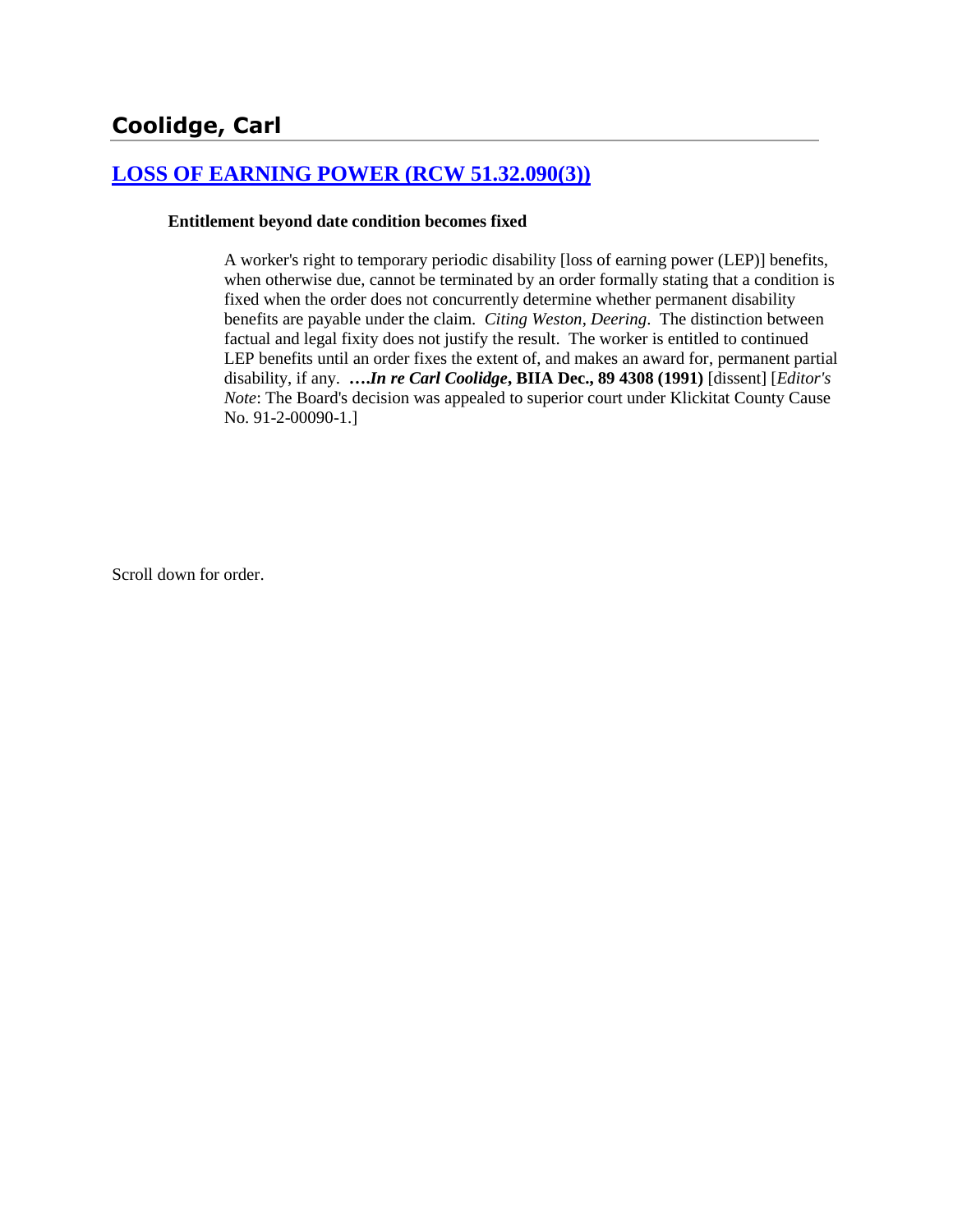## Coolidge, Carl

### [LOSS OF EARNING POWER (RCW 51.32.090(3))]()

**Entitlement beyond date condition becomes fixed**

> A worker's right to temporary periodic disability [loss of earning power (LEP)] benefits, when otherwise due, cannot be terminated by an order formally stating that a condition is fixed when the order does not concurrently determine whether permanent disability benefits are payable under the claim. *Citing Weston*, *Deering*. The distinction between factual and legal fixity does not justify the result. The worker is entitled to continued LEP benefits until an order fixes the extent of, and makes an award for, permanent partial disability, if any. ***….In re Carl Coolidge*, BIIA Dec., 89 4308 (1991)** [dissent] [*Editor's Note*: The Board's decision was appealed to superior court under Klickitat County Cause No. 91-2-00090-1.]

Scroll down for order.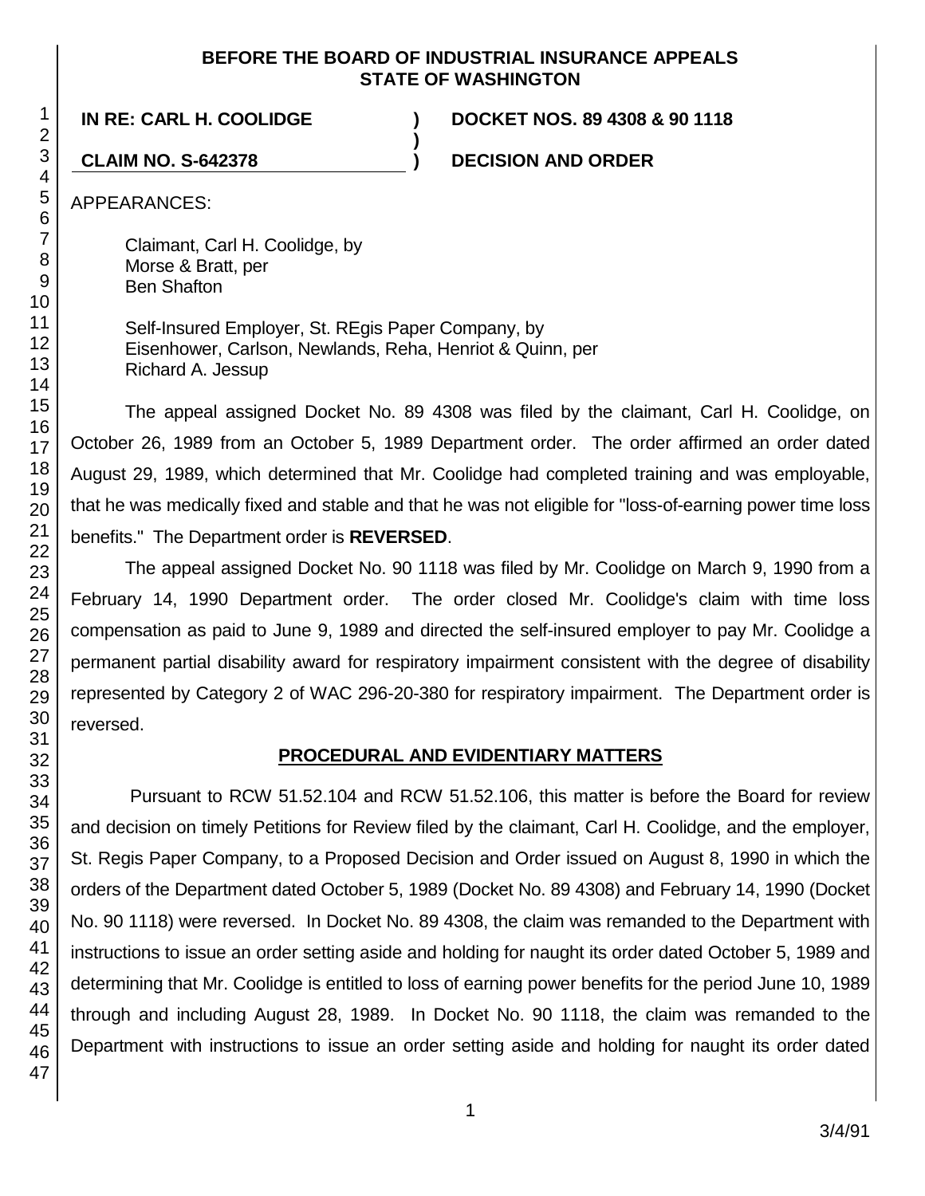**BEFORE THE BOARD OF INDUSTRIAL INSURANCE APPEALS**
**STATE OF WASHINGTON**

**IN RE: CARL H. COOLIDGE** ) **DOCKET NOS. 89 4308 & 90 1118**
)
**CLAIM NO. S-642378** ) **DECISION AND ORDER**

APPEARANCES:

Claimant, Carl H. Coolidge, by
Morse & Bratt, per
Ben Shafton

Self-Insured Employer, St. REgis Paper Company, by
Eisenhower, Carlson, Newlands, Reha, Henriot & Quinn, per
Richard A. Jessup

The appeal assigned Docket No. 89 4308 was filed by the claimant, Carl H. Coolidge, on October 26, 1989 from an October 5, 1989 Department order. The order affirmed an order dated August 29, 1989, which determined that Mr. Coolidge had completed training and was employable, that he was medically fixed and stable and that he was not eligible for "loss-of-earning power time loss benefits." The Department order is **REVERSED**.

The appeal assigned Docket No. 90 1118 was filed by Mr. Coolidge on March 9, 1990 from a February 14, 1990 Department order. The order closed Mr. Coolidge's claim with time loss compensation as paid to June 9, 1989 and directed the self-insured employer to pay Mr. Coolidge a permanent partial disability award for respiratory impairment consistent with the degree of disability represented by Category 2 of WAC 296-20-380 for respiratory impairment. The Department order is reversed.

## PROCEDURAL AND EVIDENTIARY MATTERS

Pursuant to RCW 51.52.104 and RCW 51.52.106, this matter is before the Board for review and decision on timely Petitions for Review filed by the claimant, Carl H. Coolidge, and the employer, St. Regis Paper Company, to a Proposed Decision and Order issued on August 8, 1990 in which the orders of the Department dated October 5, 1989 (Docket No. 89 4308) and February 14, 1990 (Docket No. 90 1118) were reversed. In Docket No. 89 4308, the claim was remanded to the Department with instructions to issue an order setting aside and holding for naught its order dated October 5, 1989 and determining that Mr. Coolidge is entitled to loss of earning power benefits for the period June 10, 1989 through and including August 28, 1989. In Docket No. 90 1118, the claim was remanded to the Department with instructions to issue an order setting aside and holding for naught its order dated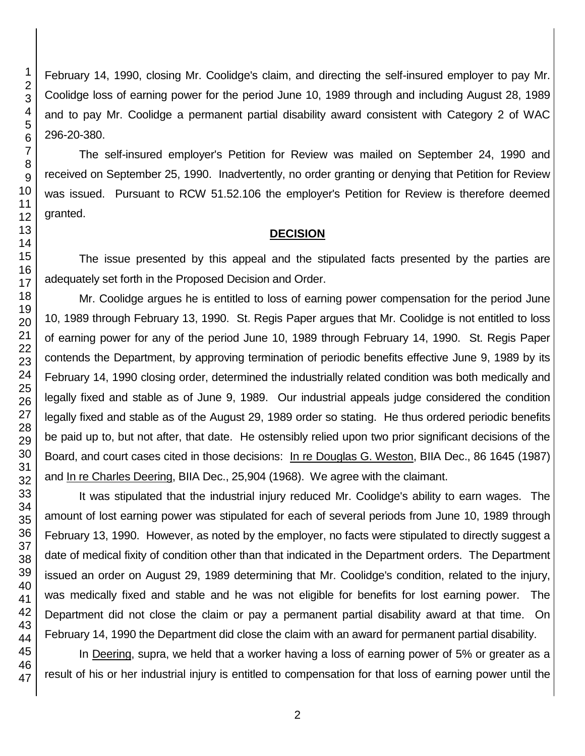February 14, 1990, closing Mr. Coolidge's claim, and directing the self-insured employer to pay Mr. Coolidge loss of earning power for the period June 10, 1989 through and including August 28, 1989 and to pay Mr. Coolidge a permanent partial disability award consistent with Category 2 of WAC 296-20-380.

The self-insured employer's Petition for Review was mailed on September 24, 1990 and received on September 25, 1990. Inadvertently, no order granting or denying that Petition for Review was issued. Pursuant to RCW 51.52.106 the employer's Petition for Review is therefore deemed granted.

## DECISION

The issue presented by this appeal and the stipulated facts presented by the parties are adequately set forth in the Proposed Decision and Order.

Mr. Coolidge argues he is entitled to loss of earning power compensation for the period June 10, 1989 through February 13, 1990. St. Regis Paper argues that Mr. Coolidge is not entitled to loss of earning power for any of the period June 10, 1989 through February 14, 1990. St. Regis Paper contends the Department, by approving termination of periodic benefits effective June 9, 1989 by its February 14, 1990 closing order, determined the industrially related condition was both medically and legally fixed and stable as of June 9, 1989. Our industrial appeals judge considered the condition legally fixed and stable as of the August 29, 1989 order so stating. He thus ordered periodic benefits be paid up to, but not after, that date. He ostensibly relied upon two prior significant decisions of the Board, and court cases cited in those decisions: In re Douglas G. Weston, BIIA Dec., 86 1645 (1987) and In re Charles Deering, BIIA Dec., 25,904 (1968). We agree with the claimant.

It was stipulated that the industrial injury reduced Mr. Coolidge's ability to earn wages. The amount of lost earning power was stipulated for each of several periods from June 10, 1989 through February 13, 1990. However, as noted by the employer, no facts were stipulated to directly suggest a date of medical fixity of condition other than that indicated in the Department orders. The Department issued an order on August 29, 1989 determining that Mr. Coolidge's condition, related to the injury, was medically fixed and stable and he was not eligible for benefits for lost earning power. The Department did not close the claim or pay a permanent partial disability award at that time. On February 14, 1990 the Department did close the claim with an award for permanent partial disability.

In Deering, supra, we held that a worker having a loss of earning power of 5% or greater as a result of his or her industrial injury is entitled to compensation for that loss of earning power until the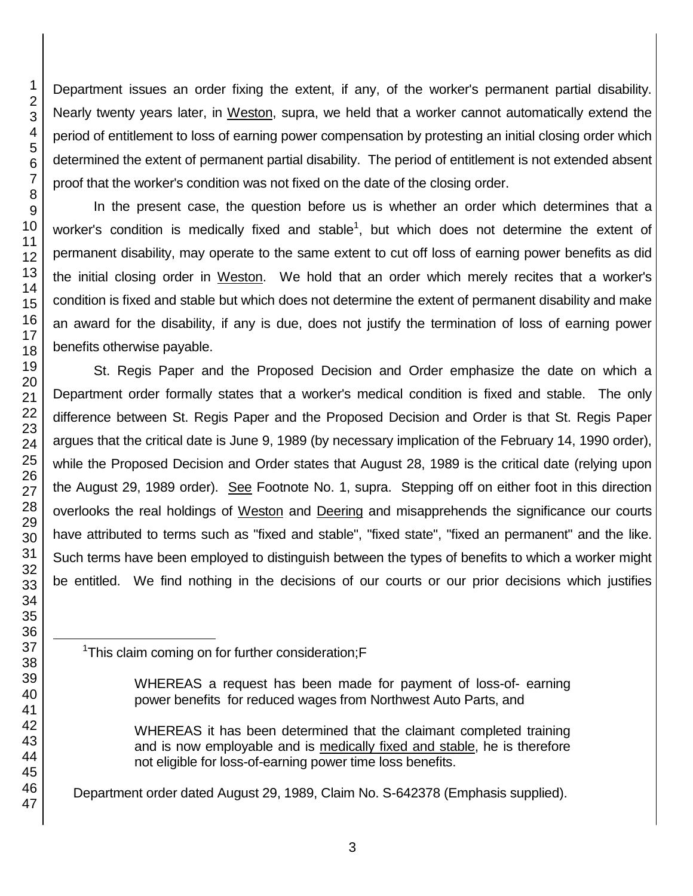Department issues an order fixing the extent, if any, of the worker's permanent partial disability. Nearly twenty years later, in Weston, supra, we held that a worker cannot automatically extend the period of entitlement to loss of earning power compensation by protesting an initial closing order which determined the extent of permanent partial disability. The period of entitlement is not extended absent proof that the worker's condition was not fixed on the date of the closing order.

In the present case, the question before us is whether an order which determines that a worker's condition is medically fixed and stable[1], but which does not determine the extent of permanent disability, may operate to the same extent to cut off loss of earning power benefits as did the initial closing order in Weston. We hold that an order which merely recites that a worker's condition is fixed and stable but which does not determine the extent of permanent disability and make an award for the disability, if any is due, does not justify the termination of loss of earning power benefits otherwise payable.

St. Regis Paper and the Proposed Decision and Order emphasize the date on which a Department order formally states that a worker's medical condition is fixed and stable. The only difference between St. Regis Paper and the Proposed Decision and Order is that St. Regis Paper argues that the critical date is June 9, 1989 (by necessary implication of the February 14, 1990 order), while the Proposed Decision and Order states that August 28, 1989 is the critical date (relying upon the August 29, 1989 order). See Footnote No. 1, supra. Stepping off on either foot in this direction overlooks the real holdings of Weston and Deering and misapprehends the significance our courts have attributed to terms such as "fixed and stable", "fixed state", "fixed an permanent" and the like. Such terms have been employed to distinguish between the types of benefits to which a worker might be entitled. We find nothing in the decisions of our courts or our prior decisions which justifies

---

[1]This claim coming on for further consideration;F

> WHEREAS a request has been made for payment of loss-of- earning power benefits for reduced wages from Northwest Auto Parts, and
>
> WHEREAS it has been determined that the claimant completed training and is now employable and is medically fixed and stable, he is therefore not eligible for loss-of-earning power time loss benefits.

Department order dated August 29, 1989, Claim No. S-642378 (Emphasis supplied).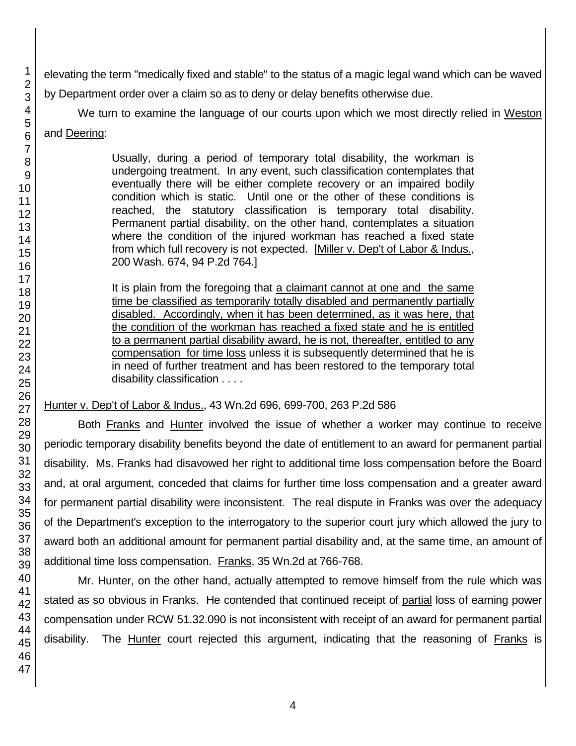elevating the term "medically fixed and stable" to the status of a magic legal wand which can be waved by Department order over a claim so as to deny or delay benefits otherwise due.

We turn to examine the language of our courts upon which we most directly relied in Weston and Deering:

> Usually, during a period of temporary total disability, the workman is undergoing treatment. In any event, such classification contemplates that eventually there will be either complete recovery or an impaired bodily condition which is static. Until one or the other of these conditions is reached, the statutory classification is temporary total disability. Permanent partial disability, on the other hand, contemplates a situation where the condition of the injured workman has reached a fixed state from which full recovery is not expected. [Miller v. Dep't of Labor & Indus., 200 Wash. 674, 94 P.2d 764.]
>
> It is plain from the foregoing that a claimant cannot at one and the same time be classified as temporarily totally disabled and permanently partially disabled. Accordingly, when it has been determined, as it was here, that the condition of the workman has reached a fixed state and he is entitled to a permanent partial disability award, he is not, thereafter, entitled to any compensation for time loss unless it is subsequently determined that he is in need of further treatment and has been restored to the temporary total disability classification . . . .

Hunter v. Dep't of Labor & Indus., 43 Wn.2d 696, 699-700, 263 P.2d 586

Both Franks and Hunter involved the issue of whether a worker may continue to receive periodic temporary disability benefits beyond the date of entitlement to an award for permanent partial disability. Ms. Franks had disavowed her right to additional time loss compensation before the Board and, at oral argument, conceded that claims for further time loss compensation and a greater award for permanent partial disability were inconsistent. The real dispute in Franks was over the adequacy of the Department's exception to the interrogatory to the superior court jury which allowed the jury to award both an additional amount for permanent partial disability and, at the same time, an amount of additional time loss compensation. Franks, 35 Wn.2d at 766-768.

Mr. Hunter, on the other hand, actually attempted to remove himself from the rule which was stated as so obvious in Franks. He contended that continued receipt of partial loss of earning power compensation under RCW 51.32.090 is not inconsistent with receipt of an award for permanent partial disability. The Hunter court rejected this argument, indicating that the reasoning of Franks is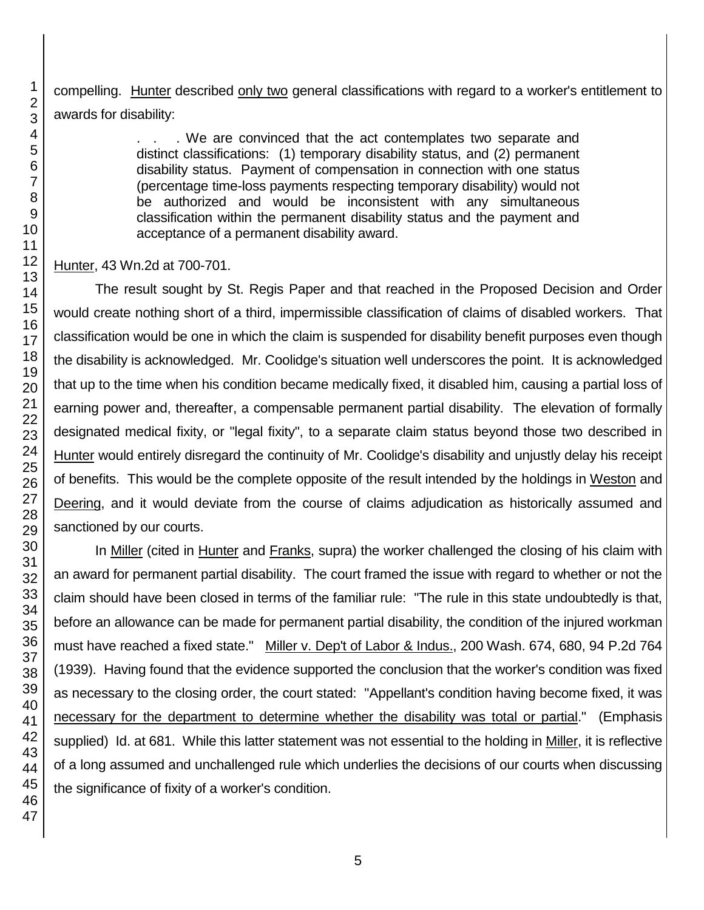compelling. Hunter described only two general classifications with regard to a worker's entitlement to awards for disability:

> . . . We are convinced that the act contemplates two separate and distinct classifications: (1) temporary disability status, and (2) permanent disability status. Payment of compensation in connection with one status (percentage time-loss payments respecting temporary disability) would not be authorized and would be inconsistent with any simultaneous classification within the permanent disability status and the payment and acceptance of a permanent disability award.

Hunter, 43 Wn.2d at 700-701.

The result sought by St. Regis Paper and that reached in the Proposed Decision and Order would create nothing short of a third, impermissible classification of claims of disabled workers. That classification would be one in which the claim is suspended for disability benefit purposes even though the disability is acknowledged. Mr. Coolidge's situation well underscores the point. It is acknowledged that up to the time when his condition became medically fixed, it disabled him, causing a partial loss of earning power and, thereafter, a compensable permanent partial disability. The elevation of formally designated medical fixity, or "legal fixity", to a separate claim status beyond those two described in Hunter would entirely disregard the continuity of Mr. Coolidge's disability and unjustly delay his receipt of benefits. This would be the complete opposite of the result intended by the holdings in Weston and Deering, and it would deviate from the course of claims adjudication as historically assumed and sanctioned by our courts.

In Miller (cited in Hunter and Franks, supra) the worker challenged the closing of his claim with an award for permanent partial disability. The court framed the issue with regard to whether or not the claim should have been closed in terms of the familiar rule: "The rule in this state undoubtedly is that, before an allowance can be made for permanent partial disability, the condition of the injured workman must have reached a fixed state." Miller v. Dep't of Labor & Indus., 200 Wash. 674, 680, 94 P.2d 764 (1939). Having found that the evidence supported the conclusion that the worker's condition was fixed as necessary to the closing order, the court stated: "Appellant's condition having become fixed, it was necessary for the department to determine whether the disability was total or partial." (Emphasis supplied) Id. at 681. While this latter statement was not essential to the holding in Miller, it is reflective of a long assumed and unchallenged rule which underlies the decisions of our courts when discussing the significance of fixity of a worker's condition.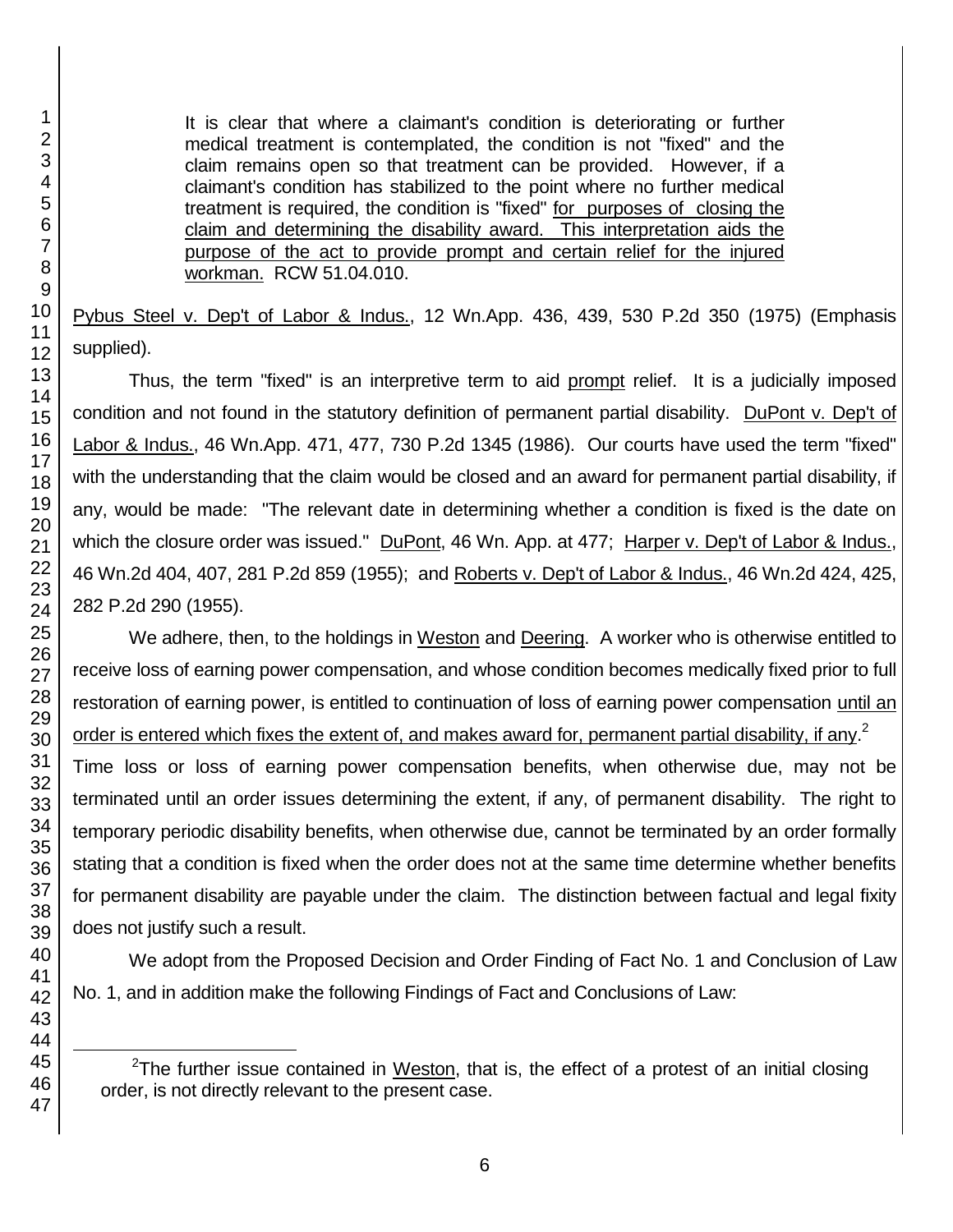> It is clear that where a claimant's condition is deteriorating or further medical treatment is contemplated, the condition is not "fixed" and the claim remains open so that treatment can be provided. However, if a claimant's condition has stabilized to the point where no further medical treatment is required, the condition is "fixed" <u>for purposes of closing the claim and determining the disability award. This interpretation aids the purpose of the act to provide prompt and certain relief for the injured workman.</u> RCW 51.04.010.

<u>Pybus Steel v. Dep't of Labor & Indus.</u>, 12 Wn.App. 436, 439, 530 P.2d 350 (1975) (Emphasis supplied).

Thus, the term "fixed" is an interpretive term to aid <u>prompt</u> relief. It is a judicially imposed condition and not found in the statutory definition of permanent partial disability. <u>DuPont v. Dep't of Labor & Indus.</u>, 46 Wn.App. 471, 477, 730 P.2d 1345 (1986). Our courts have used the term "fixed" with the understanding that the claim would be closed and an award for permanent partial disability, if any, would be made: "The relevant date in determining whether a condition is fixed is the date on which the closure order was issued." <u>DuPont</u>, 46 Wn. App. at 477; <u>Harper v. Dep't of Labor & Indus.</u>, 46 Wn.2d 404, 407, 281 P.2d 859 (1955); and <u>Roberts v. Dep't of Labor & Indus.</u>, 46 Wn.2d 424, 425, 282 P.2d 290 (1955).

We adhere, then, to the holdings in <u>Weston</u> and <u>Deering</u>. A worker who is otherwise entitled to receive loss of earning power compensation, and whose condition becomes medically fixed prior to full restoration of earning power, is entitled to continuation of loss of earning power compensation <u>until an order is entered which fixes the extent of, and makes award for, permanent partial disability, if any.</u>[2] Time loss or loss of earning power compensation benefits, when otherwise due, may not be terminated until an order issues determining the extent, if any, of permanent disability. The right to temporary periodic disability benefits, when otherwise due, cannot be terminated by an order formally stating that a condition is fixed when the order does not at the same time determine whether benefits for permanent disability are payable under the claim. The distinction between factual and legal fixity does not justify such a result.

We adopt from the Proposed Decision and Order Finding of Fact No. 1 and Conclusion of Law No. 1, and in addition make the following Findings of Fact and Conclusions of Law:

---

[2] The further issue contained in <u>Weston</u>, that is, the effect of a protest of an initial closing order, is not directly relevant to the present case.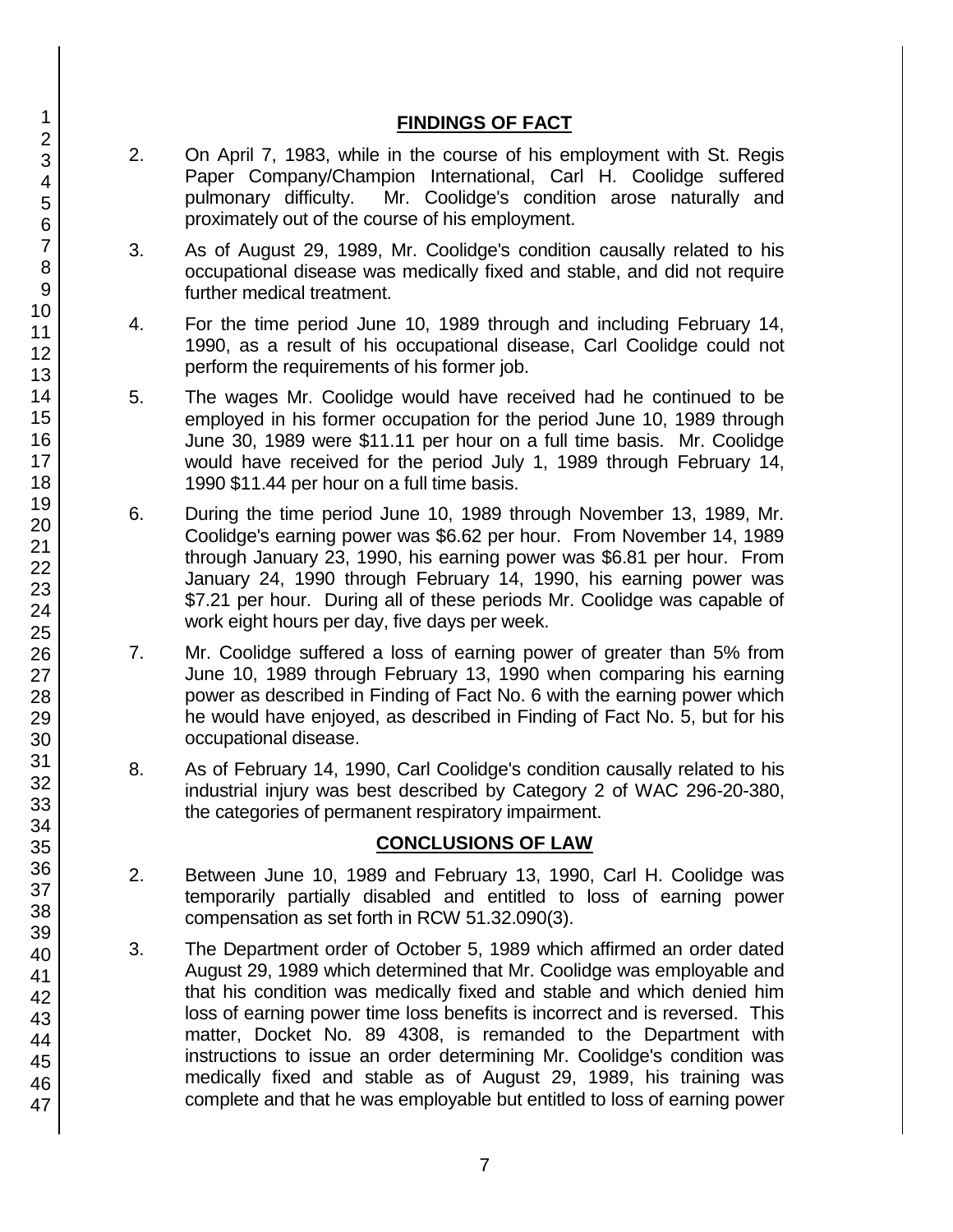## FINDINGS OF FACT

2. On April 7, 1983, while in the course of his employment with St. Regis Paper Company/Champion International, Carl H. Coolidge suffered pulmonary difficulty. Mr. Coolidge's condition arose naturally and proximately out of the course of his employment.

3. As of August 29, 1989, Mr. Coolidge's condition causally related to his occupational disease was medically fixed and stable, and did not require further medical treatment.

4. For the time period June 10, 1989 through and including February 14, 1990, as a result of his occupational disease, Carl Coolidge could not perform the requirements of his former job.

5. The wages Mr. Coolidge would have received had he continued to be employed in his former occupation for the period June 10, 1989 through June 30, 1989 were $11.11 per hour on a full time basis. Mr. Coolidge would have received for the period July 1, 1989 through February 14, 1990 $11.44 per hour on a full time basis.

6. During the time period June 10, 1989 through November 13, 1989, Mr. Coolidge's earning power was $6.62 per hour. From November 14, 1989 through January 23, 1990, his earning power was $6.81 per hour. From January 24, 1990 through February 14, 1990, his earning power was $7.21 per hour. During all of these periods Mr. Coolidge was capable of work eight hours per day, five days per week.

7. Mr. Coolidge suffered a loss of earning power of greater than 5% from June 10, 1989 through February 13, 1990 when comparing his earning power as described in Finding of Fact No. 6 with the earning power which he would have enjoyed, as described in Finding of Fact No. 5, but for his occupational disease.

8. As of February 14, 1990, Carl Coolidge's condition causally related to his industrial injury was best described by Category 2 of WAC 296-20-380, the categories of permanent respiratory impairment.

## CONCLUSIONS OF LAW

2. Between June 10, 1989 and February 13, 1990, Carl H. Coolidge was temporarily partially disabled and entitled to loss of earning power compensation as set forth in RCW 51.32.090(3).

3. The Department order of October 5, 1989 which affirmed an order dated August 29, 1989 which determined that Mr. Coolidge was employable and that his condition was medically fixed and stable and which denied him loss of earning power time loss benefits is incorrect and is reversed. This matter, Docket No. 89 4308, is remanded to the Department with instructions to issue an order determining Mr. Coolidge's condition was medically fixed and stable as of August 29, 1989, his training was complete and that he was employable but entitled to loss of earning power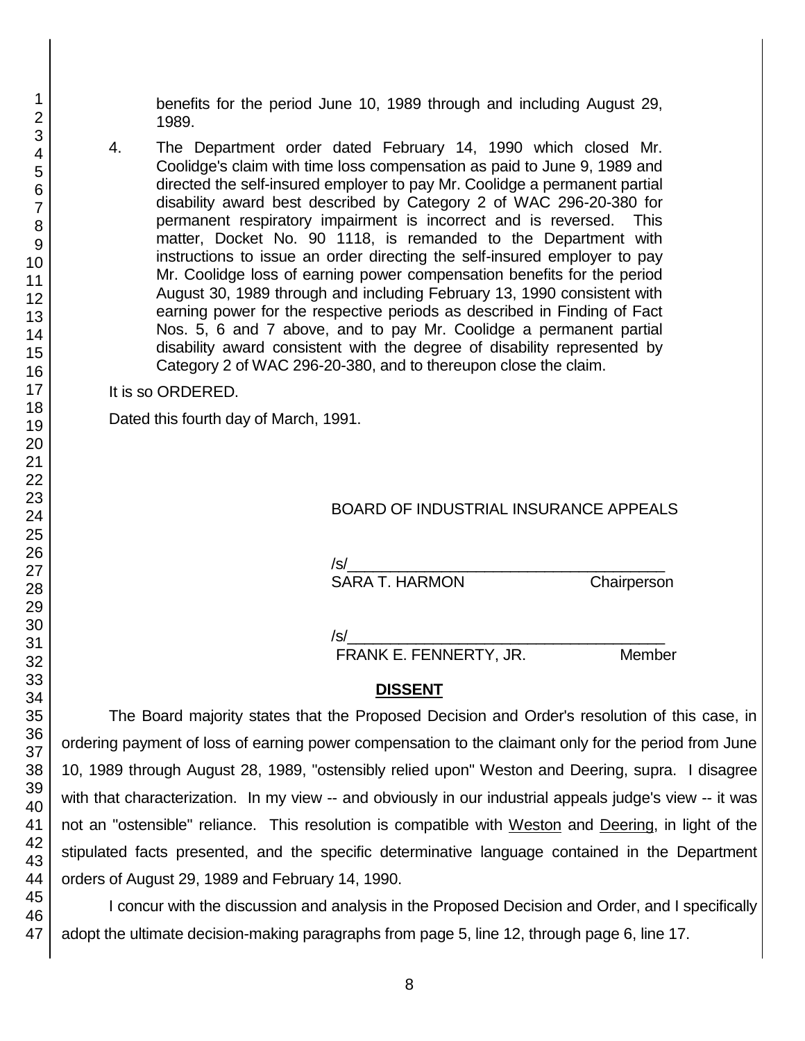benefits for the period June 10, 1989 through and including August 29, 1989.

4. The Department order dated February 14, 1990 which closed Mr. Coolidge's claim with time loss compensation as paid to June 9, 1989 and directed the self-insured employer to pay Mr. Coolidge a permanent partial disability award best described by Category 2 of WAC 296-20-380 for permanent respiratory impairment is incorrect and is reversed. This matter, Docket No. 90 1118, is remanded to the Department with instructions to issue an order directing the self-insured employer to pay Mr. Coolidge loss of earning power compensation benefits for the period August 30, 1989 through and including February 13, 1990 consistent with earning power for the respective periods as described in Finding of Fact Nos. 5, 6 and 7 above, and to pay Mr. Coolidge a permanent partial disability award consistent with the degree of disability represented by Category 2 of WAC 296-20-380, and to thereupon close the claim.

It is so ORDERED.

Dated this fourth day of March, 1991.

BOARD OF INDUSTRIAL INSURANCE APPEALS

/s/
SARA T. HARMON Chairperson

/s/
FRANK E. FENNERTY, JR. Member

## DISSENT

The Board majority states that the Proposed Decision and Order's resolution of this case, in ordering payment of loss of earning power compensation to the claimant only for the period from June 10, 1989 through August 28, 1989, "ostensibly relied upon" Weston and Deering, supra. I disagree with that characterization. In my view -- and obviously in our industrial appeals judge's view -- it was not an "ostensible" reliance. This resolution is compatible with Weston and Deering, in light of the stipulated facts presented, and the specific determinative language contained in the Department orders of August 29, 1989 and February 14, 1990.

I concur with the discussion and analysis in the Proposed Decision and Order, and I specifically adopt the ultimate decision-making paragraphs from page 5, line 12, through page 6, line 17.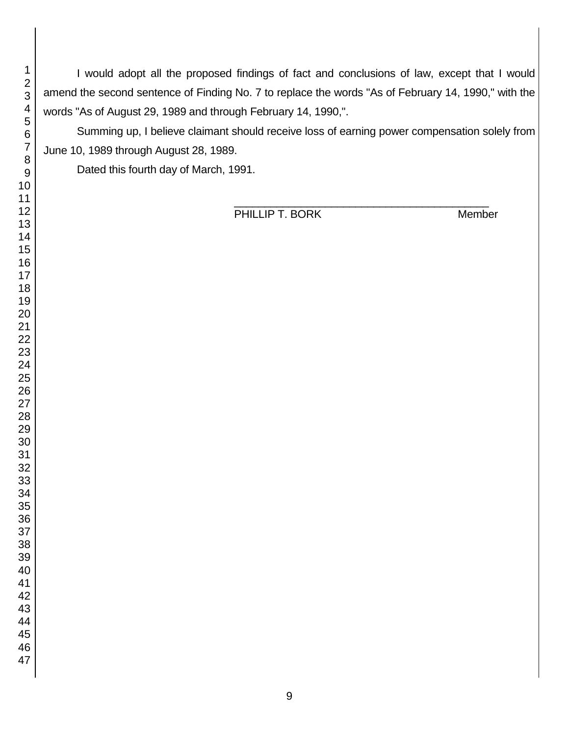I would adopt all the proposed findings of fact and conclusions of law, except that I would amend the second sentence of Finding No. 7 to replace the words "As of February 14, 1990," with the words "As of August 29, 1989 and through February 14, 1990,".

Summing up, I believe claimant should receive loss of earning power compensation solely from June 10, 1989 through August 28, 1989.

Dated this fourth day of March, 1991.

\_\_\_\_\_\_\_\_\_\_\_\_\_\_\_\_\_\_\_\_\_\_\_\_\_\_\_\_\_\_\_\_\_\_\_\_\_\_\_\_\_\_\_\_

PHILLIP T. BORK Member